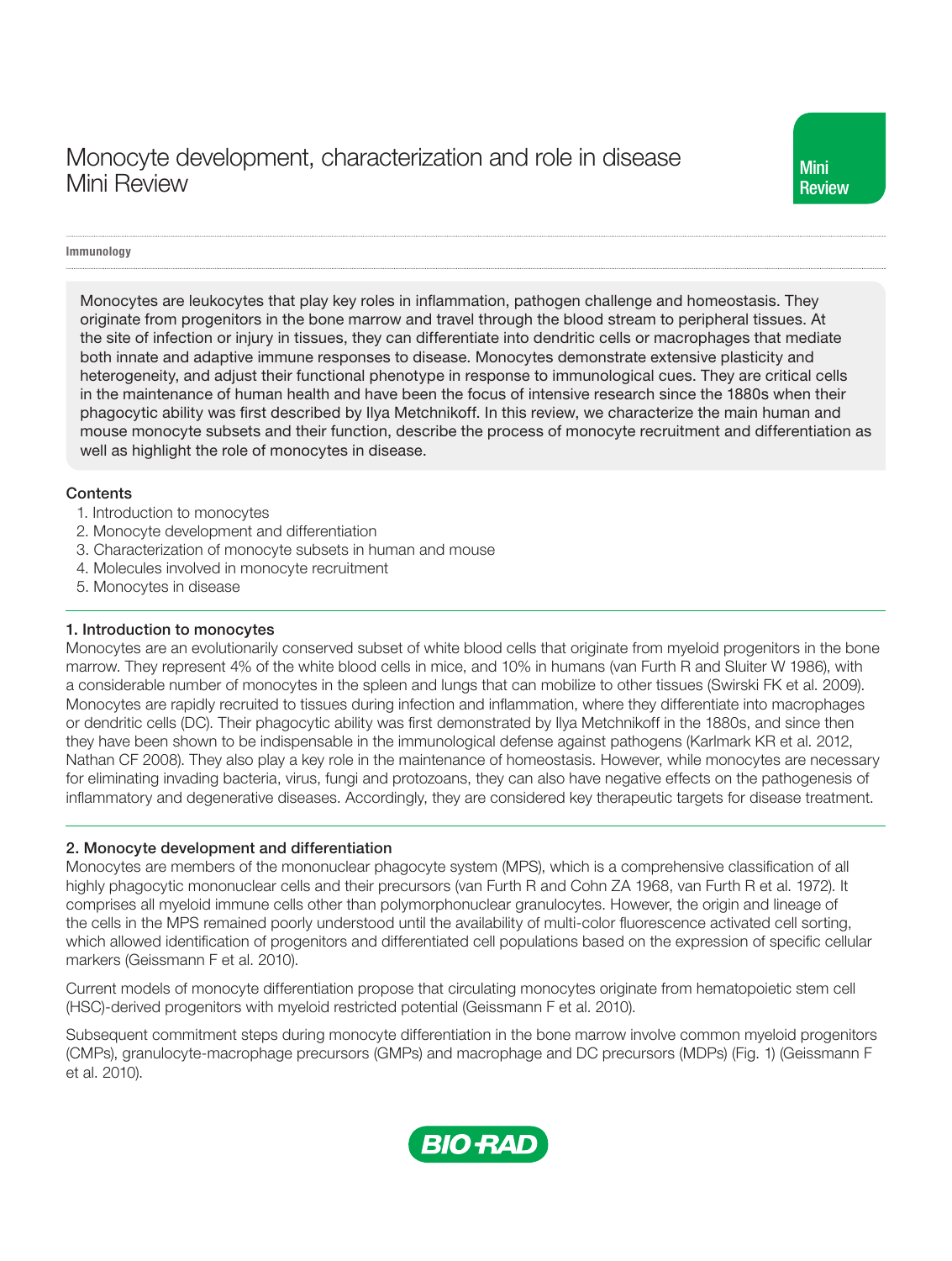# Monocyte development, characterization and role in disease Mini Review

Mini Review

Immunology

Monocytes are leukocytes that play key roles in inflammation, pathogen challenge and homeostasis. They originate from progenitors in the bone marrow and travel through the blood stream to peripheral tissues. At the site of infection or injury in tissues, they can differentiate into dendritic cells or macrophages that mediate both innate and adaptive immune responses to disease. Monocytes demonstrate extensive plasticity and heterogeneity, and adjust their functional phenotype in response to immunological cues. They are critical cells in the maintenance of human health and have been the focus of intensive research since the 1880s when their phagocytic ability was first described by Ilya Metchnikoff. In this review, we characterize the main human and mouse monocyte subsets and their function, describe the process of monocyte recruitment and differentiation as well as highlight the role of monocytes in disease.

**Contents**

1. Introduction to monocytes
2. Monocyte development and differentiation
3. Characterization of monocyte subsets in human and mouse
4. Molecules involved in monocyte recruitment
5. Monocytes in disease

## 1. Introduction to monocytes

Monocytes are an evolutionarily conserved subset of white blood cells that originate from myeloid progenitors in the bone marrow. They represent 4% of the white blood cells in mice, and 10% in humans (van Furth R and Sluiter W 1986), with a considerable number of monocytes in the spleen and lungs that can mobilize to other tissues (Swirski FK et al. 2009). Monocytes are rapidly recruited to tissues during infection and inflammation, where they differentiate into macrophages or dendritic cells (DC). Their phagocytic ability was first demonstrated by Ilya Metchnikoff in the 1880s, and since then they have been shown to be indispensable in the immunological defense against pathogens (Karlmark KR et al. 2012, Nathan CF 2008). They also play a key role in the maintenance of homeostasis. However, while monocytes are necessary for eliminating invading bacteria, virus, fungi and protozoans, they can also have negative effects on the pathogenesis of inflammatory and degenerative diseases. Accordingly, they are considered key therapeutic targets for disease treatment.

## 2. Monocyte development and differentiation

Monocytes are members of the mononuclear phagocyte system (MPS), which is a comprehensive classification of all highly phagocytic mononuclear cells and their precursors (van Furth R and Cohn ZA 1968, van Furth R et al. 1972). It comprises all myeloid immune cells other than polymorphonuclear granulocytes. However, the origin and lineage of the cells in the MPS remained poorly understood until the availability of multi-color fluorescence activated cell sorting, which allowed identification of progenitors and differentiated cell populations based on the expression of specific cellular markers (Geissmann F et al. 2010).

Current models of monocyte differentiation propose that circulating monocytes originate from hematopoietic stem cell (HSC)-derived progenitors with myeloid restricted potential (Geissmann F et al. 2010).

Subsequent commitment steps during monocyte differentiation in the bone marrow involve common myeloid progenitors (CMPs), granulocyte-macrophage precursors (GMPs) and macrophage and DC precursors (MDPs) (Fig. 1) (Geissmann F et al. 2010).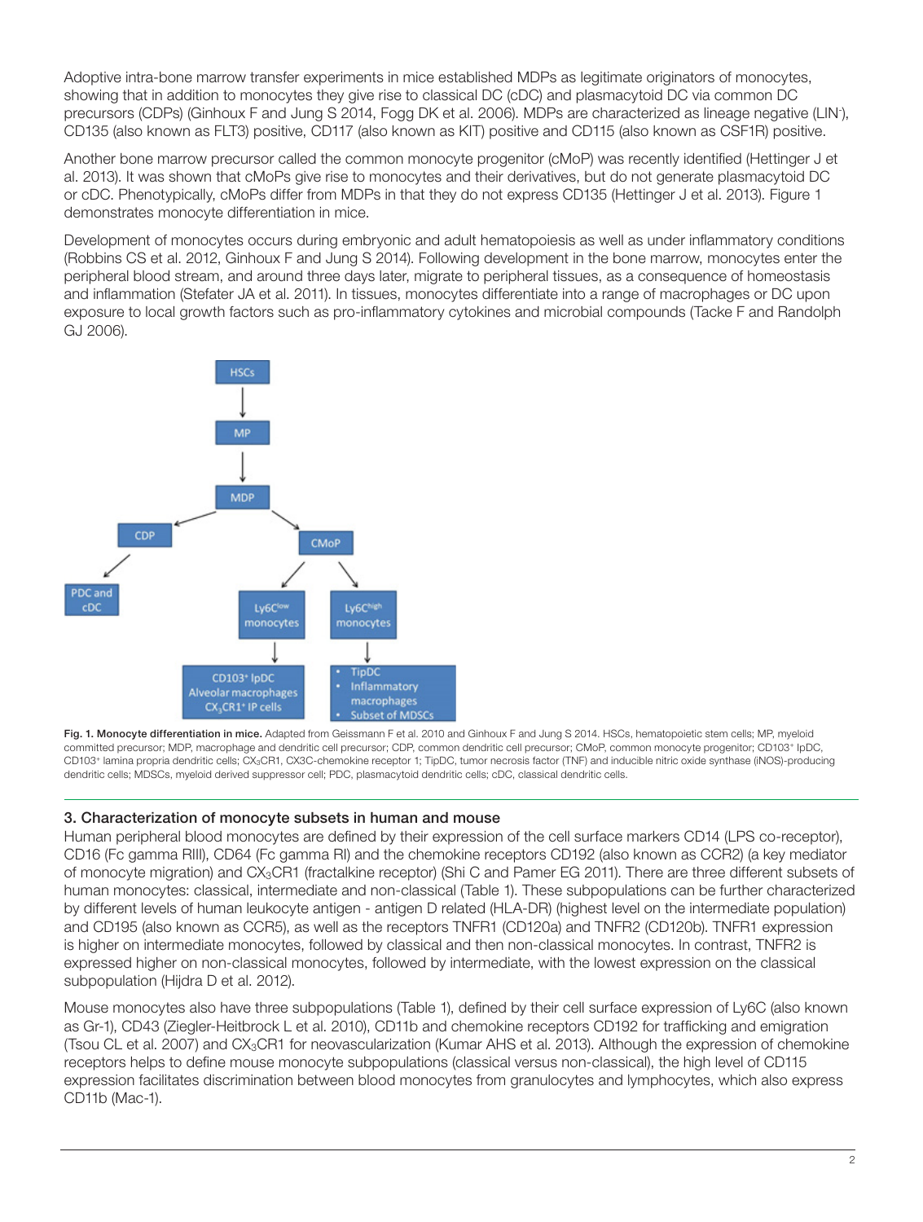Adoptive intra-bone marrow transfer experiments in mice established MDPs as legitimate originators of monocytes, showing that in addition to monocytes they give rise to classical DC (cDC) and plasmacytoid DC via common DC precursors (CDPs) (Ginhoux F and Jung S 2014, Fogg DK et al. 2006). MDPs are characterized as lineage negative (LIN$^-$), CD135 (also known as FLT3) positive, CD117 (also known as KIT) positive and CD115 (also known as CSF1R) positive.

Another bone marrow precursor called the common monocyte progenitor (cMoP) was recently identified (Hettinger J et al. 2013). It was shown that cMoPs give rise to monocytes and their derivatives, but do not generate plasmacytoid DC or cDC. Phenotypically, cMoPs differ from MDPs in that they do not express CD135 (Hettinger J et al. 2013). Figure 1 demonstrates monocyte differentiation in mice.

Development of monocytes occurs during embryonic and adult hematopoiesis as well as under inflammatory conditions (Robbins CS et al. 2012, Ginhoux F and Jung S 2014). Following development in the bone marrow, monocytes enter the peripheral blood stream, and around three days later, migrate to peripheral tissues, as a consequence of homeostasis and inflammation (Stefater JA et al. 2011). In tissues, monocytes differentiate into a range of macrophages or DC upon exposure to local growth factors such as pro-inflammatory cytokines and microbial compounds (Tacke F and Randolph GJ 2006).

**Fig. 1. Monocyte differentiation in mice.** Adapted from Geissmann F et al. 2010 and Ginhoux F and Jung S 2014. HSCs, hematopoietic stem cells; MP, myeloid committed precursor; MDP, macrophage and dendritic cell precursor; CDP, common dendritic cell precursor; CMoP, common monocyte progenitor; CD103$^+$ lpDC, CD103$^+$ lamina propria dendritic cells; $CX_3CR1$, CX3C-chemokine receptor 1; TipDC, tumor necrosis factor (TNF) and inducible nitric oxide synthase (iNOS)-producing dendritic cells; MDSCs, myeloid derived suppressor cell; PDC, plasmacytoid dendritic cells; cDC, classical dendritic cells.

## 3. Characterization of monocyte subsets in human and mouse

Human peripheral blood monocytes are defined by their expression of the cell surface markers CD14 (LPS co-receptor), CD16 (Fc gamma RIII), CD64 (Fc gamma RI) and the chemokine receptors CD192 (also known as CCR2) (a key mediator of monocyte migration) and $CX_3CR1$ (fractalkine receptor) (Shi C and Pamer EG 2011). There are three different subsets of human monocytes: classical, intermediate and non-classical (Table 1). These subpopulations can be further characterized by different levels of human leukocyte antigen - antigen D related (HLA-DR) (highest level on the intermediate population) and CD195 (also known as CCR5), as well as the receptors TNFR1 (CD120a) and TNFR2 (CD120b). TNFR1 expression is higher on intermediate monocytes, followed by classical and then non-classical monocytes. In contrast, TNFR2 is expressed higher on non-classical monocytes, followed by intermediate, with the lowest expression on the classical subpopulation (Hijdra D et al. 2012).

Mouse monocytes also have three subpopulations (Table 1), defined by their cell surface expression of Ly6C (also known as Gr-1), CD43 (Ziegler-Heitbrock L et al. 2010), CD11b and chemokine receptors CD192 for trafficking and emigration (Tsou CL et al. 2007) and $CX_3CR1$ for neovascularization (Kumar AHS et al. 2013). Although the expression of chemokine receptors helps to define mouse monocyte subpopulations (classical versus non-classical), the high level of CD115 expression facilitates discrimination between blood monocytes from granulocytes and lymphocytes, which also express CD11b (Mac-1).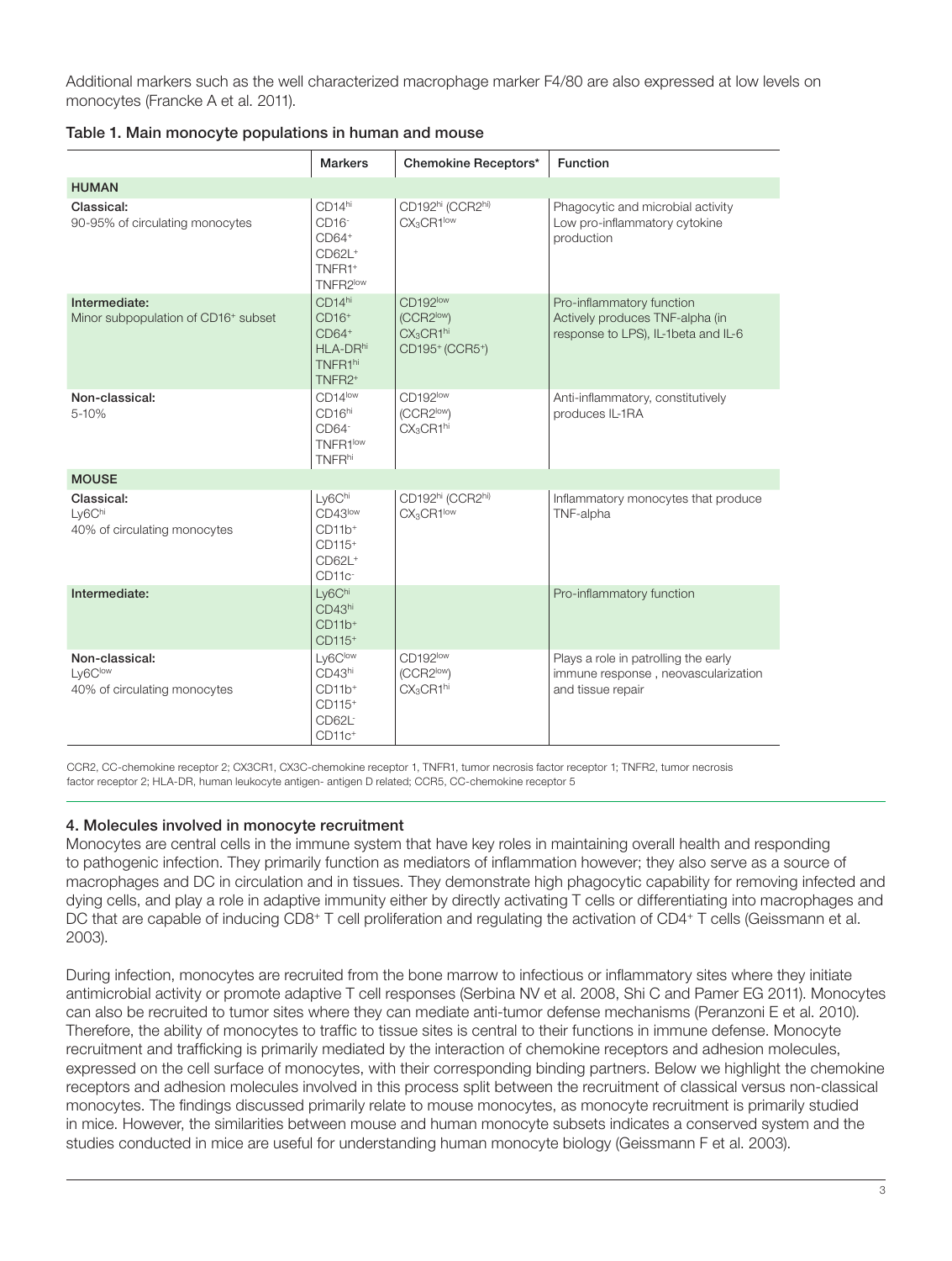Additional markers such as the well characterized macrophage marker F4/80 are also expressed at low levels on monocytes (Francke A et al. 2011).

**Table 1. Main monocyte populations in human and mouse**

| | Markers | Chemokine Receptors* | Function |
|---|---|---|---|
| **HUMAN** | | | |
| **Classical:** 90-95% of circulating monocytes | $CD14^{hi}$ $CD16^{-}$ $CD64^{+}$ $CD62L^{+}$ $TNFR1^{+}$ $TNFR2^{low}$ | $CD192^{hi}$ ($CCR2^{hi}$) $CX_3CR1^{low}$ | Phagocytic and microbial activity Low pro-inflammatory cytokine production |
| **Intermediate:** Minor subpopulation of $CD16^{+}$ subset | $CD14^{hi}$ $CD16^{+}$ $CD64^{+}$ $HLA\text{-}DR^{hi}$ $TNFR1^{hi}$ $TNFR2^{+}$ | $CD192^{low}$ ($CCR2^{low}$) $CX_3CR1^{hi}$ $CD195^{+}$ ($CCR5^{+}$) | Pro-inflammatory function Actively produces TNF-alpha (in response to LPS), IL-1beta and IL-6 |
| **Non-classical:** 5-10% | $CD14^{low}$ $CD16^{hi}$ $CD64^{-}$ $TNFR1^{low}$ $TNFR^{hi}$ | $CD192^{low}$ ($CCR2^{low}$) $CX_3CR1^{hi}$ | Anti-inflammatory, constitutively produces IL-1RA |
| **MOUSE** | | | |
| **Classical:** $Ly6C^{hi}$ 40% of circulating monocytes | $Ly6C^{hi}$ $CD43^{low}$ $CD11b^{+}$ $CD115^{+}$ $CD62L^{+}$ $CD11c^{-}$ | $CD192^{hi}$ ($CCR2^{hi}$) $CX_3CR1^{low}$ | Inflammatory monocytes that produce TNF-alpha |
| **Intermediate:** | $Ly6C^{hi}$ $CD43^{hi}$ $CD11b^{+}$ $CD115^{+}$ | | Pro-inflammatory function |
| **Non-classical:** $Ly6C^{low}$ 40% of circulating monocytes | $Ly6C^{low}$ $CD43^{hi}$ $CD11b^{+}$ $CD115^{+}$ $CD62L^{-}$ $CD11c^{+}$ | $CD192^{low}$ ($CCR2^{low}$) $CX_3CR1^{hi}$ | Plays a role in patrolling the early immune response , neovascularization and tissue repair |

CCR2, CC-chemokine receptor 2; CX3CR1, CX3C-chemokine receptor 1, TNFR1, tumor necrosis factor receptor 1; TNFR2, tumor necrosis factor receptor 2; HLA-DR, human leukocyte antigen- antigen D related; CCR5, CC-chemokine receptor 5

## 4. Molecules involved in monocyte recruitment

Monocytes are central cells in the immune system that have key roles in maintaining overall health and responding to pathogenic infection. They primarily function as mediators of inflammation however; they also serve as a source of macrophages and DC in circulation and in tissues. They demonstrate high phagocytic capability for removing infected and dying cells, and play a role in adaptive immunity either by directly activating T cells or differentiating into macrophages and DC that are capable of inducing $CD8^{+}$ T cell proliferation and regulating the activation of $CD4^{+}$ T cells (Geissmann et al. 2003).

During infection, monocytes are recruited from the bone marrow to infectious or inflammatory sites where they initiate antimicrobial activity or promote adaptive T cell responses (Serbina NV et al. 2008, Shi C and Pamer EG 2011). Monocytes can also be recruited to tumor sites where they can mediate anti-tumor defense mechanisms (Peranzoni E et al. 2010). Therefore, the ability of monocytes to traffic to tissue sites is central to their functions in immune defense. Monocyte recruitment and trafficking is primarily mediated by the interaction of chemokine receptors and adhesion molecules, expressed on the cell surface of monocytes, with their corresponding binding partners. Below we highlight the chemokine receptors and adhesion molecules involved in this process split between the recruitment of classical versus non-classical monocytes. The findings discussed primarily relate to mouse monocytes, as monocyte recruitment is primarily studied in mice. However, the similarities between mouse and human monocyte subsets indicates a conserved system and the studies conducted in mice are useful for understanding human monocyte biology (Geissmann F et al. 2003).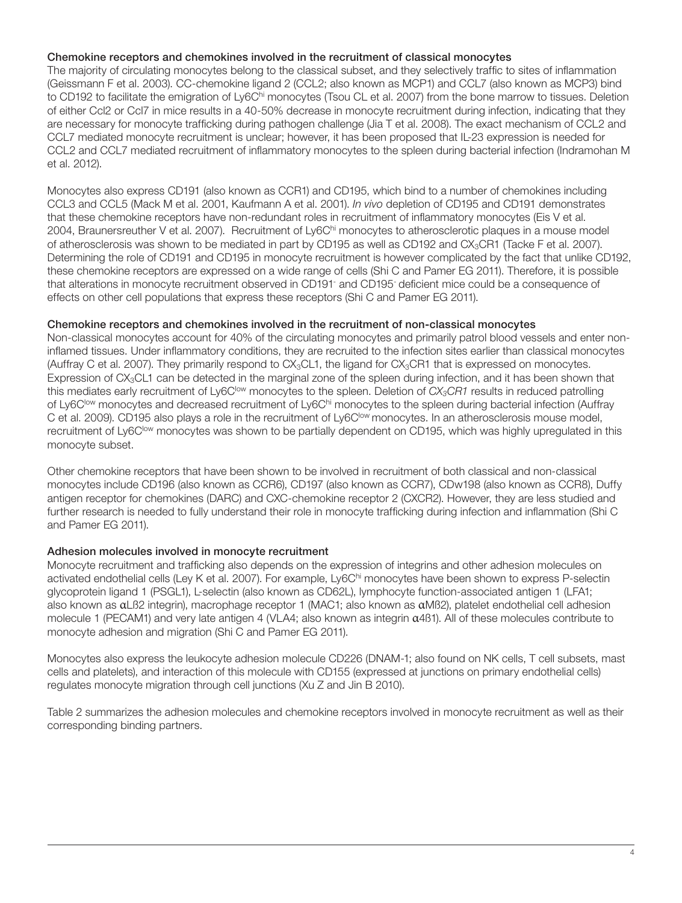### Chemokine receptors and chemokines involved in the recruitment of classical monocytes

The majority of circulating monocytes belong to the classical subset, and they selectively traffic to sites of inflammation (Geissmann F et al. 2003). CC-chemokine ligand 2 (CCL2; also known as MCP1) and CCL7 (also known as MCP3) bind to CD192 to facilitate the emigration of Ly6C$^{hi}$ monocytes (Tsou CL et al. 2007) from the bone marrow to tissues. Deletion of either Ccl2 or Ccl7 in mice results in a 40-50% decrease in monocyte recruitment during infection, indicating that they are necessary for monocyte trafficking during pathogen challenge (Jia T et al. 2008). The exact mechanism of CCL2 and CCL7 mediated monocyte recruitment is unclear; however, it has been proposed that IL-23 expression is needed for CCL2 and CCL7 mediated recruitment of inflammatory monocytes to the spleen during bacterial infection (Indramohan M et al. 2012).

Monocytes also express CD191 (also known as CCR1) and CD195, which bind to a number of chemokines including CCL3 and CCL5 (Mack M et al. 2001, Kaufmann A et al. 2001). *In vivo* depletion of CD195 and CD191 demonstrates that these chemokine receptors have non-redundant roles in recruitment of inflammatory monocytes (Eis V et al. 2004, Braunersreuther V et al. 2007). Recruitment of Ly6C$^{hi}$ monocytes to atherosclerotic plaques in a mouse model of atherosclerosis was shown to be mediated in part by CD195 as well as CD192 and $CX_3CR1$ (Tacke F et al. 2007). Determining the role of CD191 and CD195 in monocyte recruitment is however complicated by the fact that unlike CD192, these chemokine receptors are expressed on a wide range of cells (Shi C and Pamer EG 2011). Therefore, it is possible that alterations in monocyte recruitment observed in CD191$^-$ and CD195$^-$ deficient mice could be a consequence of effects on other cell populations that express these receptors (Shi C and Pamer EG 2011).

### Chemokine receptors and chemokines involved in the recruitment of non-classical monocytes

Non-classical monocytes account for 40% of the circulating monocytes and primarily patrol blood vessels and enter non-inflamed tissues. Under inflammatory conditions, they are recruited to the infection sites earlier than classical monocytes (Auffray C et al. 2007). They primarily respond to $CX_3CL1$, the ligand for $CX_3CR1$ that is expressed on monocytes. Expression of $CX_3CL1$ can be detected in the marginal zone of the spleen during infection, and it has been shown that this mediates early recruitment of Ly6C$^{low}$ monocytes to the spleen. Deletion of *$CX_3CR1$* results in reduced patrolling of Ly6C$^{low}$ monocytes and decreased recruitment of Ly6C$^{hi}$ monocytes to the spleen during bacterial infection (Auffray C et al. 2009). CD195 also plays a role in the recruitment of Ly6C$^{low}$ monocytes. In an atherosclerosis mouse model, recruitment of Ly6C$^{low}$ monocytes was shown to be partially dependent on CD195, which was highly upregulated in this monocyte subset.

Other chemokine receptors that have been shown to be involved in recruitment of both classical and non-classical monocytes include CD196 (also known as CCR6), CD197 (also known as CCR7), CDw198 (also known as CCR8), Duffy antigen receptor for chemokines (DARC) and CXC-chemokine receptor 2 (CXCR2). However, they are less studied and further research is needed to fully understand their role in monocyte trafficking during infection and inflammation (Shi C and Pamer EG 2011).

### Adhesion molecules involved in monocyte recruitment

Monocyte recruitment and trafficking also depends on the expression of integrins and other adhesion molecules on activated endothelial cells (Ley K et al. 2007). For example, Ly6C$^{hi}$ monocytes have been shown to express P-selectin glycoprotein ligand 1 (PSGL1), L-selectin (also known as CD62L), lymphocyte function-associated antigen 1 (LFA1; also known as $\alpha L\beta 2$ integrin), macrophage receptor 1 (MAC1; also known as $\alpha M\beta 2$), platelet endothelial cell adhesion molecule 1 (PECAM1) and very late antigen 4 (VLA4; also known as integrin $\alpha 4\beta 1$). All of these molecules contribute to monocyte adhesion and migration (Shi C and Pamer EG 2011).

Monocytes also express the leukocyte adhesion molecule CD226 (DNAM-1; also found on NK cells, T cell subsets, mast cells and platelets), and interaction of this molecule with CD155 (expressed at junctions on primary endothelial cells) regulates monocyte migration through cell junctions (Xu Z and Jin B 2010).

Table 2 summarizes the adhesion molecules and chemokine receptors involved in monocyte recruitment as well as their corresponding binding partners.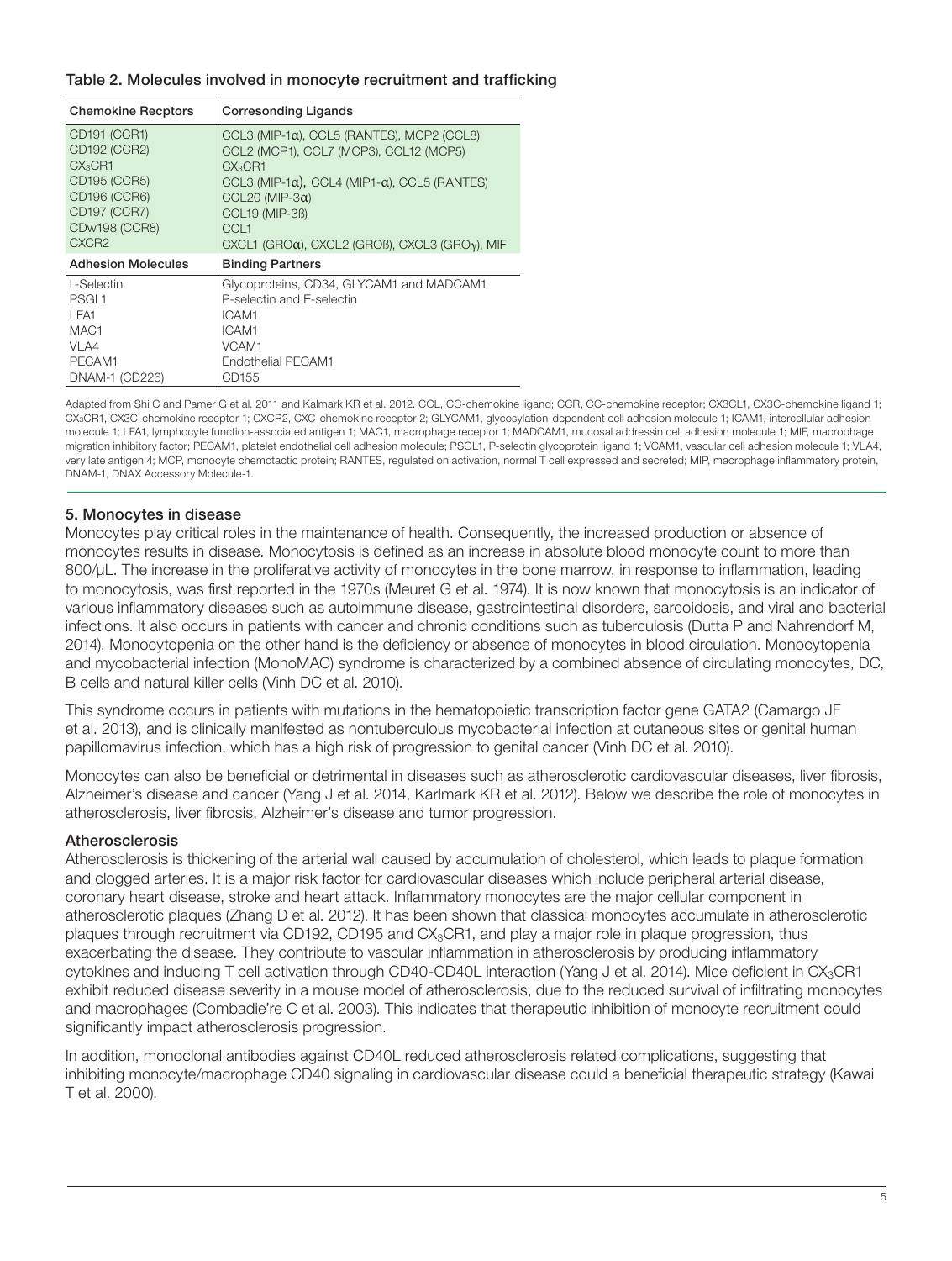Table 2. Molecules involved in monocyte recruitment and trafficking

| Chemokine Recptors | Corresonding Ligands |
|---|---|
| CD191 (CCR1) | CCL3 (MIP-1α), CCL5 (RANTES), MCP2 (CCL8) |
| CD192 (CCR2) | CCL2 (MCP1), CCL7 (MCP3), CCL12 (MCP5) |
| $CX_3CR1$ | $CX_3CR1$ |
| CD195 (CCR5) | CCL3 (MIP-1α), CCL4 (MIP1-α), CCL5 (RANTES) |
| CD196 (CCR6) | CCL20 (MIP-3α) |
| CD197 (CCR7) | CCL19 (MIP-3ß) |
| CDw198 (CCR8) | CCL1 |
| CXCR2 | CXCL1 (GROα), CXCL2 (GROß), CXCL3 (GROγ), MIF |
| **Adhesion Molecules** | **Binding Partners** |
| L-Selectin | Glycoproteins, CD34, GLYCAM1 and MADCAM1 |
| PSGL1 | P-selectin and E-selectin |
| LFA1 | ICAM1 |
| MAC1 | ICAM1 |
| VLA4 | VCAM1 |
| PECAM1 | Endothelial PECAM1 |
| DNAM-1 (CD226) | CD155 |

Adapted from Shi C and Pamer G et al. 2011 and Kalmark KR et al. 2012. CCL, CC-chemokine ligand; CCR, CC-chemokine receptor; CX3CL1, CX3C-chemokine ligand 1; $CX_3CR1$, CX3C-chemokine receptor 1; CXCR2, CXC-chemokine receptor 2; GLYCAM1, glycosylation-dependent cell adhesion molecule 1; ICAM1, intercellular adhesion molecule 1; LFA1, lymphocyte function-associated antigen 1; MAC1, macrophage receptor 1; MADCAM1, mucosal addressin cell adhesion molecule 1; MIF, macrophage migration inhibitory factor; PECAM1, platelet endothelial cell adhesion molecule; PSGL1, P-selectin glycoprotein ligand 1; VCAM1, vascular cell adhesion molecule 1; VLA4, very late antigen 4; MCP, monocyte chemotactic protein; RANTES, regulated on activation, normal T cell expressed and secreted; MIP, macrophage inflammatory protein, DNAM-1, DNAX Accessory Molecule-1.

## 5. Monocytes in disease

Monocytes play critical roles in the maintenance of health. Consequently, the increased production or absence of monocytes results in disease. Monocytosis is defined as an increase in absolute blood monocyte count to more than 800/μL. The increase in the proliferative activity of monocytes in the bone marrow, in response to inflammation, leading to monocytosis, was first reported in the 1970s (Meuret G et al. 1974). It is now known that monocytosis is an indicator of various inflammatory diseases such as autoimmune disease, gastrointestinal disorders, sarcoidosis, and viral and bacterial infections. It also occurs in patients with cancer and chronic conditions such as tuberculosis (Dutta P and Nahrendorf M, 2014). Monocytopenia on the other hand is the deficiency or absence of monocytes in blood circulation. Monocytopenia and mycobacterial infection (MonoMAC) syndrome is characterized by a combined absence of circulating monocytes, DC, B cells and natural killer cells (Vinh DC et al. 2010).

This syndrome occurs in patients with mutations in the hematopoietic transcription factor gene GATA2 (Camargo JF et al. 2013), and is clinically manifested as nontuberculous mycobacterial infection at cutaneous sites or genital human papillomavirus infection, which has a high risk of progression to genital cancer (Vinh DC et al. 2010).

Monocytes can also be beneficial or detrimental in diseases such as atherosclerotic cardiovascular diseases, liver fibrosis, Alzheimer's disease and cancer (Yang J et al. 2014, Karlmark KR et al. 2012). Below we describe the role of monocytes in atherosclerosis, liver fibrosis, Alzheimer's disease and tumor progression.

### Atherosclerosis

Atherosclerosis is thickening of the arterial wall caused by accumulation of cholesterol, which leads to plaque formation and clogged arteries. It is a major risk factor for cardiovascular diseases which include peripheral arterial disease, coronary heart disease, stroke and heart attack. Inflammatory monocytes are the major cellular component in atherosclerotic plaques (Zhang D et al. 2012). It has been shown that classical monocytes accumulate in atherosclerotic plaques through recruitment via CD192, CD195 and $CX_3CR1$, and play a major role in plaque progression, thus exacerbating the disease. They contribute to vascular inflammation in atherosclerosis by producing inflammatory cytokines and inducing T cell activation through CD40-CD40L interaction (Yang J et al. 2014). Mice deficient in $CX_3CR1$ exhibit reduced disease severity in a mouse model of atherosclerosis, due to the reduced survival of infiltrating monocytes and macrophages (Combadie're C et al. 2003). This indicates that therapeutic inhibition of monocyte recruitment could significantly impact atherosclerosis progression.

In addition, monoclonal antibodies against CD40L reduced atherosclerosis related complications, suggesting that inhibiting monocyte/macrophage CD40 signaling in cardiovascular disease could a beneficial therapeutic strategy (Kawai T et al. 2000).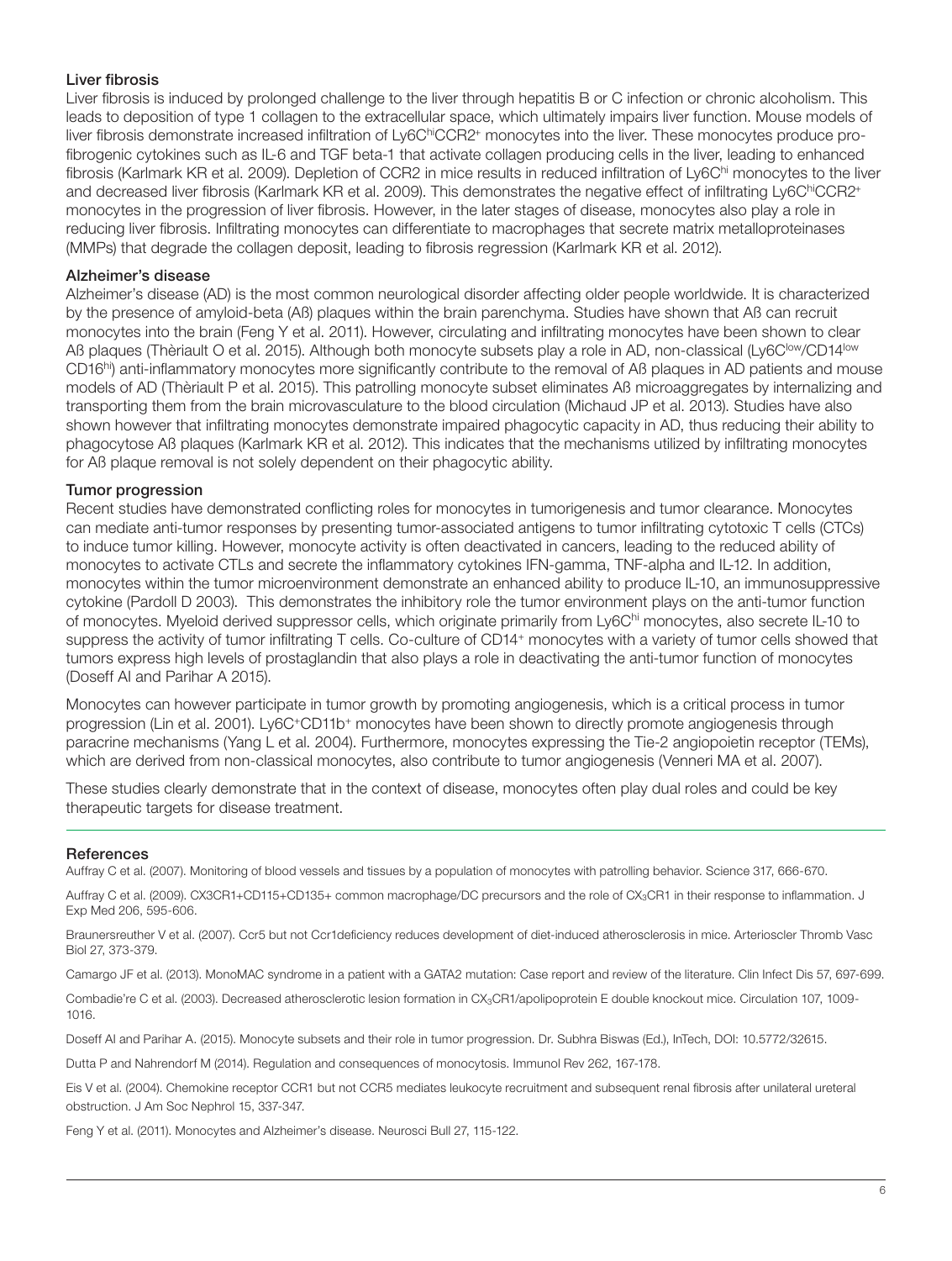### Liver fibrosis

Liver fibrosis is induced by prolonged challenge to the liver through hepatitis B or C infection or chronic alcoholism. This leads to deposition of type 1 collagen to the extracellular space, which ultimately impairs liver function. Mouse models of liver fibrosis demonstrate increased infiltration of Ly6C$^{hi}$CCR2$^{+}$ monocytes into the liver. These monocytes produce pro-fibrogenic cytokines such as IL-6 and TGF beta-1 that activate collagen producing cells in the liver, leading to enhanced fibrosis (Karlmark KR et al. 2009). Depletion of CCR2 in mice results in reduced infiltration of Ly6C$^{hi}$ monocytes to the liver and decreased liver fibrosis (Karlmark KR et al. 2009). This demonstrates the negative effect of infiltrating Ly6C$^{hi}$CCR2$^{+}$ monocytes in the progression of liver fibrosis. However, in the later stages of disease, monocytes also play a role in reducing liver fibrosis. Infiltrating monocytes can differentiate to macrophages that secrete matrix metalloproteinases (MMPs) that degrade the collagen deposit, leading to fibrosis regression (Karlmark KR et al. 2012).

### Alzheimer's disease

Alzheimer's disease (AD) is the most common neurological disorder affecting older people worldwide. It is characterized by the presence of amyloid-beta (Aß) plaques within the brain parenchyma. Studies have shown that Aß can recruit monocytes into the brain (Feng Y et al. 2011). However, circulating and infiltrating monocytes have been shown to clear Aß plaques (Thèriault O et al. 2015). Although both monocyte subsets play a role in AD, non-classical (Ly6C$^{low}$/CD14$^{low}$ CD16$^{hi}$) anti-inflammatory monocytes more significantly contribute to the removal of Aß plaques in AD patients and mouse models of AD (Thèriault P et al. 2015). This patrolling monocyte subset eliminates Aß microaggregates by internalizing and transporting them from the brain microvasculature to the blood circulation (Michaud JP et al. 2013). Studies have also shown however that infiltrating monocytes demonstrate impaired phagocytic capacity in AD, thus reducing their ability to phagocytose Aß plaques (Karlmark KR et al. 2012). This indicates that the mechanisms utilized by infiltrating monocytes for Aß plaque removal is not solely dependent on their phagocytic ability.

### Tumor progression

Recent studies have demonstrated conflicting roles for monocytes in tumorigenesis and tumor clearance. Monocytes can mediate anti-tumor responses by presenting tumor-associated antigens to tumor infiltrating cytotoxic T cells (CTCs) to induce tumor killing. However, monocyte activity is often deactivated in cancers, leading to the reduced ability of monocytes to activate CTLs and secrete the inflammatory cytokines IFN-gamma, TNF-alpha and IL-12. In addition, monocytes within the tumor microenvironment demonstrate an enhanced ability to produce IL-10, an immunosuppressive cytokine (Pardoll D 2003). This demonstrates the inhibitory role the tumor environment plays on the anti-tumor function of monocytes. Myeloid derived suppressor cells, which originate primarily from Ly6C$^{hi}$ monocytes, also secrete IL-10 to suppress the activity of tumor infiltrating T cells. Co-culture of CD14$^{+}$ monocytes with a variety of tumor cells showed that tumors express high levels of prostaglandin that also plays a role in deactivating the anti-tumor function of monocytes (Doseff AI and Parihar A 2015).

Monocytes can however participate in tumor growth by promoting angiogenesis, which is a critical process in tumor progression (Lin et al. 2001). Ly6C$^{+}$CD11b$^{+}$ monocytes have been shown to directly promote angiogenesis through paracrine mechanisms (Yang L et al. 2004). Furthermore, monocytes expressing the Tie-2 angiopoietin receptor (TEMs), which are derived from non-classical monocytes, also contribute to tumor angiogenesis (Venneri MA et al. 2007).

These studies clearly demonstrate that in the context of disease, monocytes often play dual roles and could be key therapeutic targets for disease treatment.

---

### References

Auffray C et al. (2007). Monitoring of blood vessels and tissues by a population of monocytes with patrolling behavior. Science 317, 666-670.

Auffray C et al. (2009). CX3CR1+CD115+CD135+ common macrophage/DC precursors and the role of $CX_3CR1$ in their response to inflammation. J Exp Med 206, 595-606.

Braunersreuther V et al. (2007). Ccr5 but not Ccr1deficiency reduces development of diet-induced atherosclerosis in mice. Arterioscler Thromb Vasc Biol 27, 373-379.

Camargo JF et al. (2013). MonoMAC syndrome in a patient with a GATA2 mutation: Case report and review of the literature. Clin Infect Dis 57, 697-699.

Combadie're C et al. (2003). Decreased atherosclerotic lesion formation in $CX_3CR1$/apolipoprotein E double knockout mice. Circulation 107, 1009-1016.

Doseff AI and Parihar A. (2015). Monocyte subsets and their role in tumor progression. Dr. Subhra Biswas (Ed.), InTech, DOI: 10.5772/32615.

Dutta P and Nahrendorf M (2014). Regulation and consequences of monocytosis. Immunol Rev 262, 167-178.

Eis V et al. (2004). Chemokine receptor CCR1 but not CCR5 mediates leukocyte recruitment and subsequent renal fibrosis after unilateral ureteral obstruction. J Am Soc Nephrol 15, 337-347.

Feng Y et al. (2011). Monocytes and Alzheimer's disease. Neurosci Bull 27, 115-122.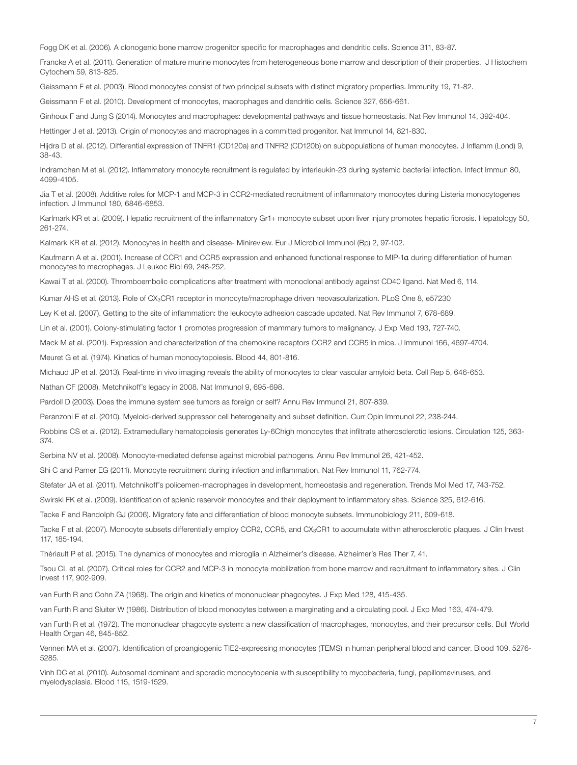Fogg DK et al. (2006). A clonogenic bone marrow progenitor specific for macrophages and dendritic cells. Science 311, 83-87.

Francke A et al. (2011). Generation of mature murine monocytes from heterogeneous bone marrow and description of their properties. J Histochem Cytochem 59, 813-825.

Geissmann F et al. (2003). Blood monocytes consist of two principal subsets with distinct migratory properties. Immunity 19, 71-82.

Geissmann F et al. (2010). Development of monocytes, macrophages and dendritic cells. Science 327, 656-661.

Ginhoux F and Jung S (2014). Monocytes and macrophages: developmental pathways and tissue homeostasis. Nat Rev Immunol 14, 392-404.

Hettinger J et al. (2013). Origin of monocytes and macrophages in a committed progenitor. Nat Immunol 14, 821-830.

Hijdra D et al. (2012). Differential expression of TNFR1 (CD120a) and TNFR2 (CD120b) on subpopulations of human monocytes. J Inflamm (Lond) 9, 38-43.

Indramohan M et al. (2012). Inflammatory monocyte recruitment is regulated by interleukin-23 during systemic bacterial infection. Infect Immun 80, 4099-4105.

Jia T et al. (2008). Additive roles for MCP-1 and MCP-3 in CCR2-mediated recruitment of inflammatory monocytes during Listeria monocytogenes infection. J Immunol 180, 6846-6853.

Karlmark KR et al. (2009). Hepatic recruitment of the inflammatory Gr1+ monocyte subset upon liver injury promotes hepatic fibrosis. Hepatology 50, 261-274.

Kalmark KR et al. (2012). Monocytes in health and disease- Minireview. Eur J Microbiol Immunol (Bp) 2, 97-102.

Kaufmann A et al. (2001). Increase of CCR1 and CCR5 expression and enhanced functional response to MIP-1α during differentiation of human monocytes to macrophages. J Leukoc Biol 69, 248-252.

Kawai T et al. (2000). Thromboembolic complications after treatment with monoclonal antibody against CD40 ligand. Nat Med 6, 114.

Kumar AHS et al. (2013). Role of $CX_3CR1$ receptor in monocyte/macrophage driven neovascularization. PLoS One 8, e57230

Ley K et al. (2007). Getting to the site of inflammation: the leukocyte adhesion cascade updated. Nat Rev Immunol 7, 678-689.

Lin et al. (2001). Colony-stimulating factor 1 promotes progression of mammary tumors to malignancy. J Exp Med 193, 727-740.

Mack M et al. (2001). Expression and characterization of the chemokine receptors CCR2 and CCR5 in mice. J Immunol 166, 4697-4704.

Meuret G et al. (1974). Kinetics of human monocytopoiesis. Blood 44, 801-816.

Michaud JP et al. (2013). Real-time in vivo imaging reveals the ability of monocytes to clear vascular amyloid beta. Cell Rep 5, 646-653.

Nathan CF (2008). Metchnikoff's legacy in 2008. Nat Immunol 9, 695-698.

Pardoll D (2003). Does the immune system see tumors as foreign or self? Annu Rev Immunol 21, 807-839.

Peranzoni E et al. (2010). Myeloid-derived suppressor cell heterogeneity and subset definition. Curr Opin Immunol 22, 238-244.

Robbins CS et al. (2012). Extramedullary hematopoiesis generates Ly-6Chigh monocytes that infiltrate atherosclerotic lesions. Circulation 125, 363-374.

Serbina NV et al. (2008). Monocyte-mediated defense against microbial pathogens. Annu Rev Immunol 26, 421-452.

Shi C and Pamer EG (2011). Monocyte recruitment during infection and inflammation. Nat Rev Immunol 11, 762-774.

Stefater JA et al. (2011). Metchnikoff's policemen-macrophages in development, homeostasis and regeneration. Trends Mol Med 17, 743-752.

Swirski FK et al. (2009). Identification of splenic reservoir monocytes and their deployment to inflammatory sites. Science 325, 612-616.

Tacke F and Randolph GJ (2006). Migratory fate and differentiation of blood monocyte subsets. Immunobiology 211, 609-618.

Tacke F et al. (2007). Monocyte subsets differentially employ CCR2, CCR5, and $CX_3CR1$ to accumulate within atherosclerotic plaques. J Clin Invest 117, 185-194.

Thèriault P et al. (2015). The dynamics of monocytes and microglia in Alzheimer's disease. Alzheimer's Res Ther 7, 41.

Tsou CL et al. (2007). Critical roles for CCR2 and MCP-3 in monocyte mobilization from bone marrow and recruitment to inflammatory sites. J Clin Invest 117, 902-909.

van Furth R and Cohn ZA (1968). The origin and kinetics of mononuclear phagocytes. J Exp Med 128, 415-435.

van Furth R and Sluiter W (1986). Distribution of blood monocytes between a marginating and a circulating pool. J Exp Med 163, 474-479.

van Furth R et al. (1972). The mononuclear phagocyte system: a new classification of macrophages, monocytes, and their precursor cells. Bull World Health Organ 46, 845-852.

Venneri MA et al. (2007). Identification of proangiogenic TIE2-expressing monocytes (TEMS) in human peripheral blood and cancer. Blood 109, 5276-5285.

Vinh DC et al. (2010). Autosomal dominant and sporadic monocytopenia with susceptibility to mycobacteria, fungi, papillomaviruses, and myelodysplasia. Blood 115, 1519-1529.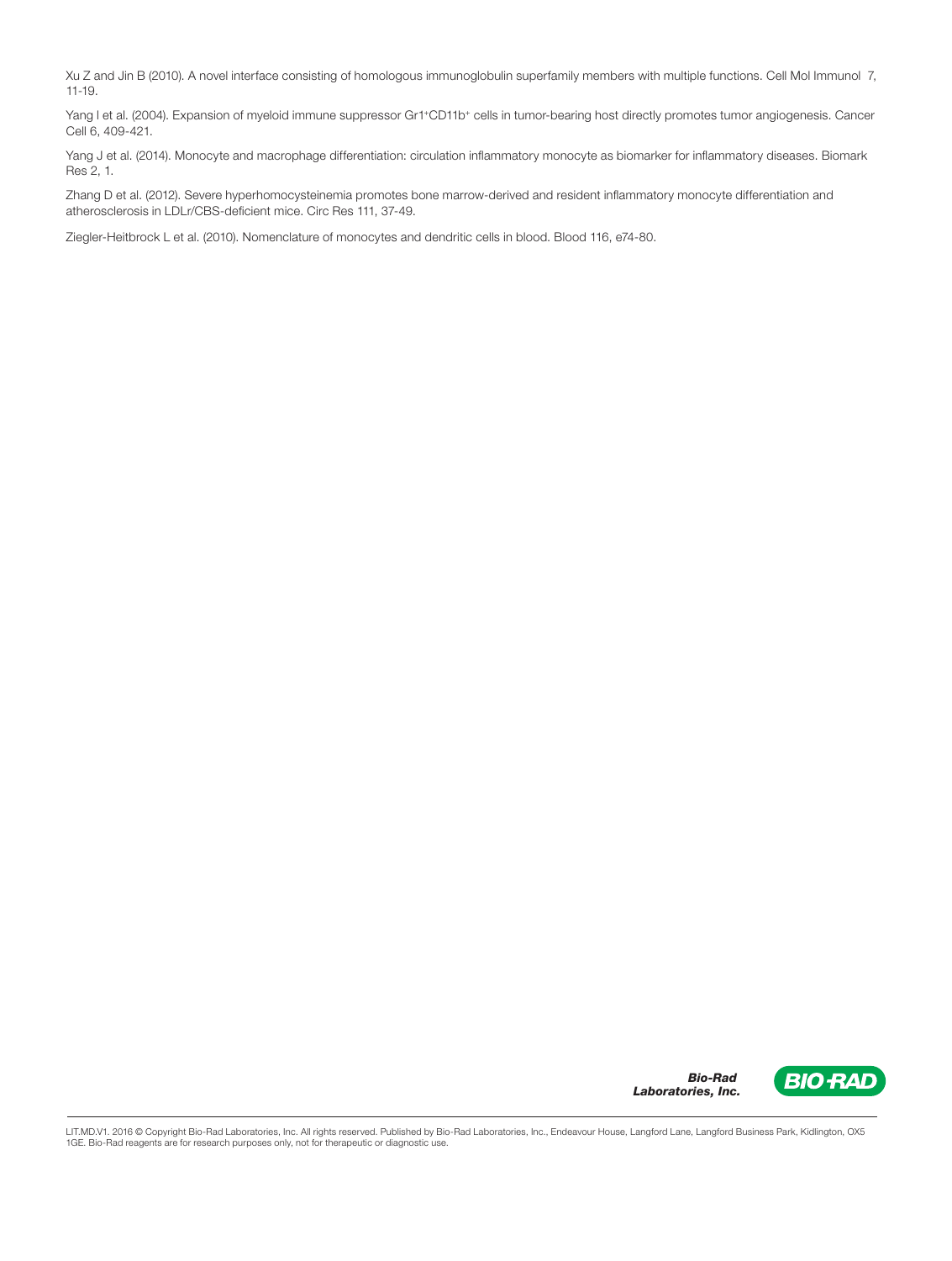Xu Z and Jin B (2010). A novel interface consisting of homologous immunoglobulin superfamily members with multiple functions. Cell Mol Immunol 7, 11-19.

Yang I et al. (2004). Expansion of myeloid immune suppressor Gr1$^{+}$CD11b$^{+}$ cells in tumor-bearing host directly promotes tumor angiogenesis. Cancer Cell 6, 409-421.

Yang J et al. (2014). Monocyte and macrophage differentiation: circulation inflammatory monocyte as biomarker for inflammatory diseases. Biomark Res 2, 1.

Zhang D et al. (2012). Severe hyperhomocysteinemia promotes bone marrow-derived and resident inflammatory monocyte differentiation and atherosclerosis in LDLr/CBS-deficient mice. Circ Res 111, 37-49.

Ziegler-Heitbrock L et al. (2010). Nomenclature of monocytes and dendritic cells in blood. Blood 116, e74-80.

***Bio-Rad Laboratories, Inc.***

LIT.MD.V1. 2016 © Copyright Bio-Rad Laboratories, Inc. All rights reserved. Published by Bio-Rad Laboratories, Inc., Endeavour House, Langford Lane, Langford Business Park, Kidlington, OX5 1GE. Bio-Rad reagents are for research purposes only, not for therapeutic or diagnostic use.